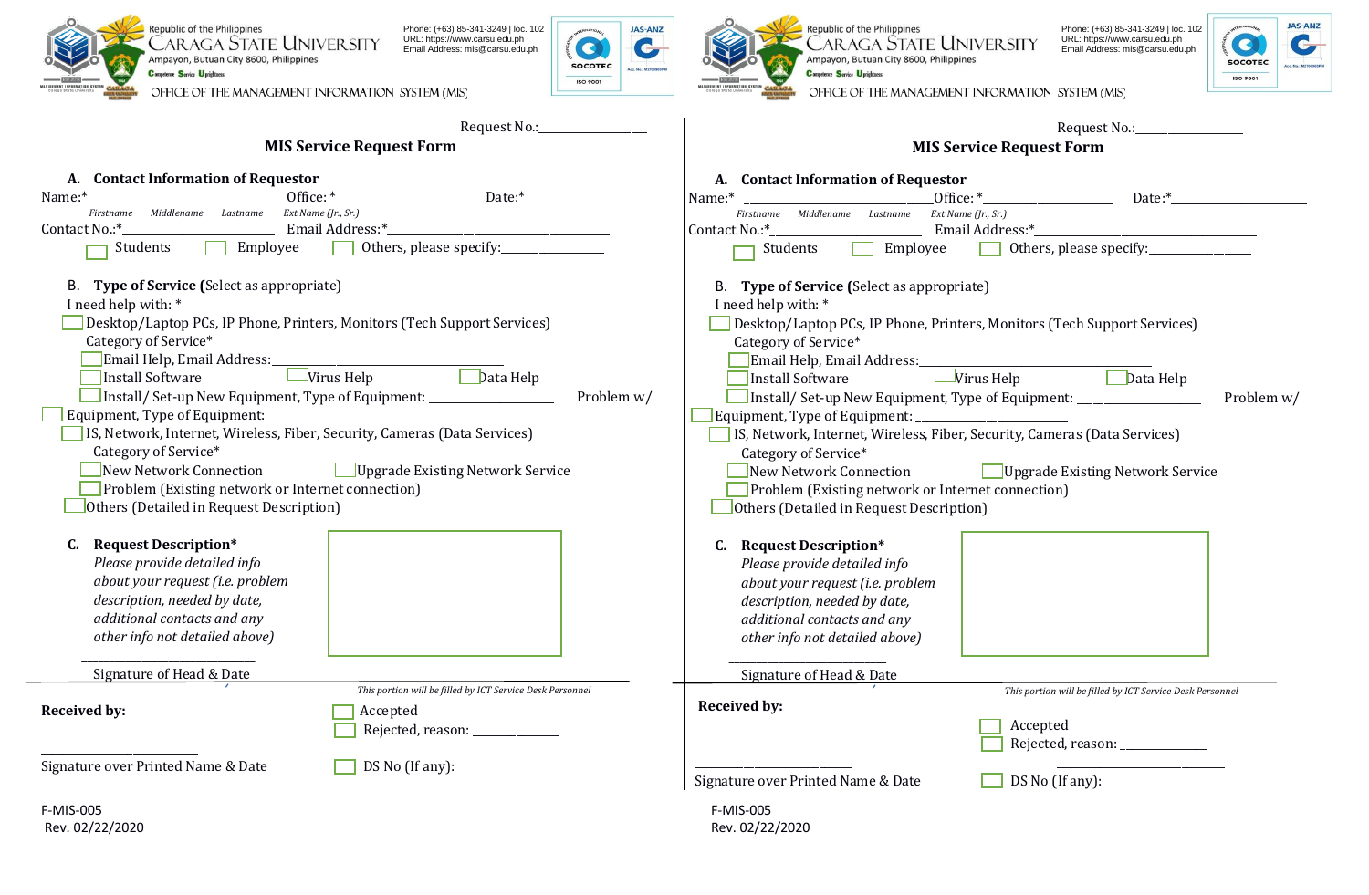Republic of the Philippines
CARAGA STATE UNIVERSITY
Ampayon, Butuan City 8600, Philippines
Competence Service Uprightness

Phone: (+63) 85-341-3249 | loc. 102
URL: https://www.carsu.edu.ph
Email Address: mis@carsu.edu.ph

OFFICE OF THE MANAGEMENT INFORMATION SYSTEM (MIS)

Request No.:________________

## MIS Service Request Form

### A. Contact Information of Requestor

Name:* ______________________________ Office: *____________________ Date:*____________________

*Firstname Middlename Lastname Ext Name (Jr., Sr.)*

Contact No.:*________________________ Email Address:*________________________________

☐ Students ☐ Employee ☐ Others, please specify:________________

### B. Type of Service (Select as appropriate)

I need help with: *

☐ Desktop/Laptop PCs, IP Phone, Printers, Monitors (Tech Support Services)

Category of Service*

☐ Email Help, Email Address:________________________________

☐ Install Software ☐ Virus Help ☐ Data Help

☐ Install/ Set-up New Equipment, Type of Equipment: ________________ ☐ Problem w/ Equipment, Type of Equipment: ____________________

☐ IS, Network, Internet, Wireless, Fiber, Security, Cameras (Data Services)

Category of Service*

☐ New Network Connection ☐ Upgrade Existing Network Service

☐ Problem (Existing network or Internet connection)

☐ Others (Detailed in Request Description)

### C. Request Description*

*Please provide detailed info about your request (i.e. problem description, needed by date, additional contacts and any other info not detailed above)*

____________________________
Signature of Head & Date

*This portion will be filled by ICT Service Desk Personnel*

**Received by:**

☐ Accepted

☐ Rejected, reason: ____________

______________________
Signature over Printed Name & Date

☐ DS No (If any):

F-MIS-005
Rev. 02/22/2020

---

Republic of the Philippines
CARAGA STATE UNIVERSITY
Ampayon, Butuan City 8600, Philippines
Competence Service Uprightness

Phone: (+63) 85-341-3249 | loc. 102
URL: https://www.carsu.edu.ph
Email Address: mis@carsu.edu.ph

OFFICE OF THE MANAGEMENT INFORMATION SYSTEM (MIS)

Request No.:________________

## MIS Service Request Form

### A. Contact Information of Requestor

Name:* ______________________________ Office: *____________________ Date:*____________________

*Firstname Middlename Lastname Ext Name (Jr., Sr.)*

Contact No.:*________________________ Email Address:*________________________________

☐ Students ☐ Employee ☐ Others, please specify:________________

### B. Type of Service (Select as appropriate)

I need help with: *

☐ Desktop/Laptop PCs, IP Phone, Printers, Monitors (Tech Support Services)

Category of Service*

☐ Email Help, Email Address:________________________________

☐ Install Software ☐ Virus Help ☐ Data Help

☐ Install/ Set-up New Equipment, Type of Equipment: ________________ ☐ Problem w/ Equipment, Type of Equipment: ____________________

☐ IS, Network, Internet, Wireless, Fiber, Security, Cameras (Data Services)

Category of Service*

☐ New Network Connection ☐ Upgrade Existing Network Service

☐ Problem (Existing network or Internet connection)

☐ Others (Detailed in Request Description)

### C. Request Description*

*Please provide detailed info about your request (i.e. problem description, needed by date, additional contacts and any other info not detailed above)*

____________________________
Signature of Head & Date

*This portion will be filled by ICT Service Desk Personnel*

**Received by:**

☐ Accepted

☐ Rejected, reason: ____________

______________________
Signature over Printed Name & Date

☐ DS No (If any):

F-MIS-005
Rev. 02/22/2020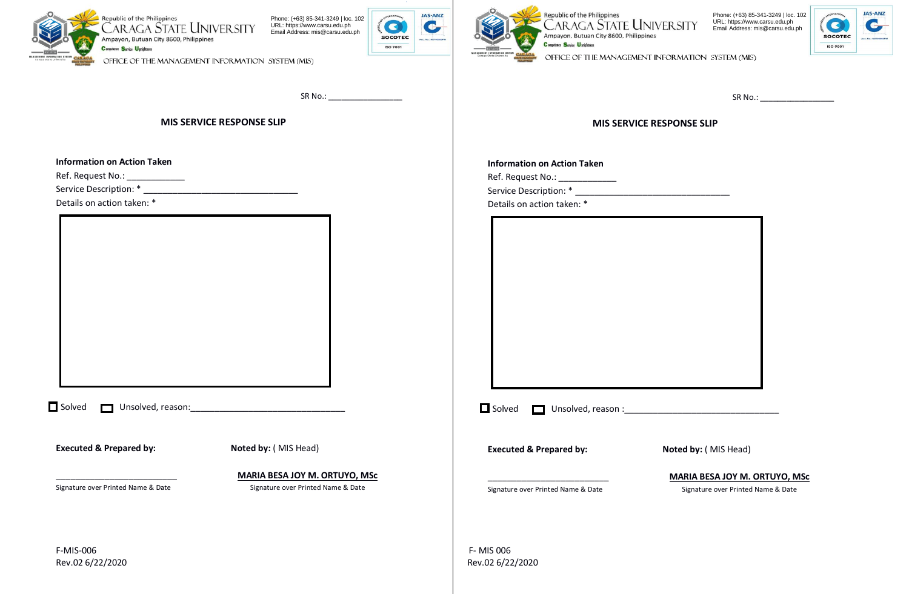Republic of the Philippines
CARAGA STATE UNIVERSITY
Ampayon, Butuan City 8600, Philippines
Competence Service Uprightness

Phone: (+63) 85-341-3249 | loc. 102
URL: https://www.carsu.edu.ph
Email Address: mis@carsu.edu.ph

OFFICE OF THE MANAGEMENT INFORMATION SYSTEM (MIS)

SR No.: ________________

## MIS SERVICE RESPONSE SLIP

**Information on Action Taken**

Ref. Request No.: ____________

Service Description: * ________________________________

Details on action taken: *

☐ Solved ☐ Unsolved, reason:________________________________

**Executed & Prepared by:**

___________________________

Signature over Printed Name & Date

**Noted by:** ( MIS Head)

**MARIA BESA JOY M. ORTUYO, MSc**

Signature over Printed Name & Date

F-MIS-006
Rev.02 6/22/2020

---

Republic of the Philippines
CARAGA STATE UNIVERSITY
Ampayon, Butuan City 8600, Philippines
Competence Service Uprightness

Phone: (+63) 85-341-3249 | loc. 102
URL: https://www.carsu.edu.ph
Email Address: mis@carsu.edu.ph

OFFICE OF THE MANAGEMENT INFORMATION SYSTEM (MIS)

SR No.: ________________

## MIS SERVICE RESPONSE SLIP

**Information on Action Taken**

Ref. Request No.: ____________

Service Description: * ________________________________

Details on action taken: *

☐ Solved ☐ Unsolved, reason :________________________________

**Executed & Prepared by:**

___________________________

Signature over Printed Name & Date

**Noted by:** ( MIS Head)

**MARIA BESA JOY M. ORTUYO, MSc**

Signature over Printed Name & Date

F- MIS 006
Rev.02 6/22/2020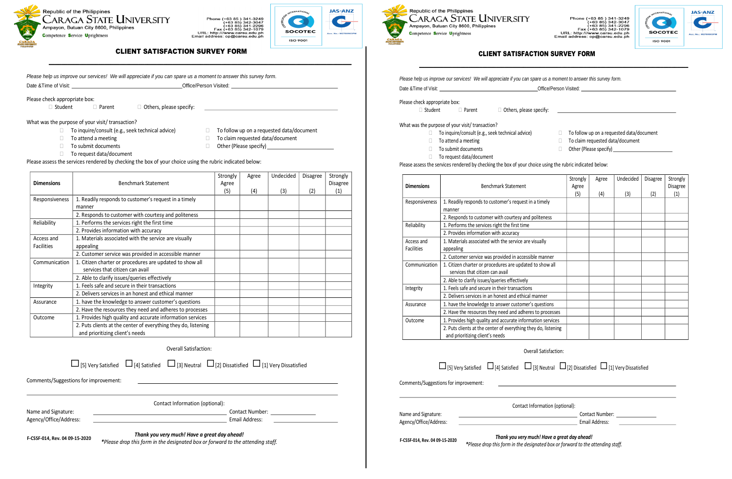Republic of the Philippines

# CARAGA STATE UNIVERSITY

Ampayon, Butuan City 8600, Philippines

Competence Service Uprightness

Phone (+63 85 ) 341-3249
(+63 85) 342-3047
(+63 85) 341-2296
Fax (+63 85) 342-1079
URL: http://www.carsu.edu.ph
Email address: op@carsu.edu.ph

SOCOTEC ISO 9001 JAS-ANZ

## CLIENT SATISFACTION SURVEY FORM

*Please help us improve our services! We will appreciate if you can spare us a moment to answer this survey form.*

Date &Time of Visit: ______________________________ Office/Person Visited: ______________________

Please check appropriate box:

☐ Student ☐ Parent ☐ Others, please specify: ______________________

What was the purpose of your visit/ transaction?

- ☐ To inquire/consult (e.g., seek technical advice)
- ☐ To attend a meeting
- ☐ To submit documents
- ☐ To request data/document
- ☐ To follow up on a requested data/document
- ☐ To claim requested data/document
- ☐ Other (Please specify) ______________________

Please assess the services rendered by checking the box of your choice using the rubric indicated below:

| Dimensions | Benchmark Statement | Strongly Agree (5) | Agree (4) | Undecided (3) | Disagree (2) | Strongly Disagree (1) |
|---|---|---|---|---|---|---|
| Responsiveness | 1. Readily responds to customer's request in a timely manner | | | | | |
| | 2. Responds to customer with courtesy and politeness | | | | | |
| Reliability | 1. Performs the services right the first time | | | | | |
| | 2. Provides information with accuracy | | | | | |
| Access and Facilities | 1. Materials associated with the service are visually appealing | | | | | |
| | 2. Customer service was provided in accessible manner | | | | | |
| Communication | 1. Citizen charter or procedures are updated to show all services that citizen can avail | | | | | |
| | 2. Able to clarify issues/queries effectively | | | | | |
| Integrity | 1. Feels safe and secure in their transactions | | | | | |
| | 2. Delivers services in an honest and ethical manner | | | | | |
| Assurance | 1. have the knowledge to answer customer's questions | | | | | |
| | 2. Have the resources they need and adheres to processes | | | | | |
| Outcome | 1. Provides high quality and accurate information services | | | | | |
| | 2. Puts clients at the center of everything they do, listening and prioritizing client's needs | | | | | |

Overall Satisfaction:

☐ [5] Very Satisfied ☐ [4] Satisfied ☐ [3] Neutral ☐ [2] Dissatisfied ☐ [1] Very Dissatisfied

Comments/Suggestions for improvement: ______________________________________________

______________________________________________________________________

Contact Information (optional):

Name and Signature: ______________________ Contact Number: ____________

Agency/Office/Address: ______________________ Email Address: ____________

F-CSSF-014, Rev. 04 09-15-2020

***Thank you very much! Have a great day ahead!***

*\*Please drop this form in the designated box or forward to the attending staff.*

---

Republic of the Philippines

# CARAGA STATE UNIVERSITY

Ampayon, Butuan City 8600, Philippines

Competence Service Uprightness

Phone (+63 85 ) 341-3249
(+63 85) 342-3047
(+63 85) 341-2296
Fax (+63 85) 342-1079
URL: http://www.carsu.edu.ph
Email address: op@carsu.edu.ph

SOCOTEC ISO 9001 JAS-ANZ

## CLIENT SATISFACTION SURVEY FORM

*Please help us improve our services! We will appreciate if you can spare us a moment to answer this survey form.*

Date &Time of Visit: ______________________________ Office/Person Visited: ______________________

Please check appropriate box:

☐ Student ☐ Parent ☐ Others, please specify: ______________________

What was the purpose of your visit/ transaction?

- ☐ To inquire/consult (e.g., seek technical advice)
- ☐ To attend a meeting
- ☐ To submit documents
- ☐ To request data/document
- ☐ To follow up on a requested data/document
- ☐ To claim requested data/document
- ☐ Other (Please specify) ______________________

Please assess the services rendered by checking the box of your choice using the rubric indicated below:

| Dimensions | Benchmark Statement | Strongly Agree (5) | Agree (4) | Undecided (3) | Disagree (2) | Strongly Disagree (1) |
|---|---|---|---|---|---|---|
| Responsiveness | 1. Readily responds to customer's request in a timely manner | | | | | |
| | 2. Responds to customer with courtesy and politeness | | | | | |
| Reliability | 1. Performs the services right the first time | | | | | |
| | 2. Provides information with accuracy | | | | | |
| Access and Facilities | 1. Materials associated with the service are visually appealing | | | | | |
| | 2. Customer service was provided in accessible manner | | | | | |
| Communication | 1. Citizen charter or procedures are updated to show all services that citizen can avail | | | | | |
| | 2. Able to clarify issues/queries effectively | | | | | |
| Integrity | 1. Feels safe and secure in their transactions | | | | | |
| | 2. Delivers services in an honest and ethical manner | | | | | |
| Assurance | 1. have the knowledge to answer customer's questions | | | | | |
| | 2. Have the resources they need and adheres to processes | | | | | |
| Outcome | 1. Provides high quality and accurate information services | | | | | |
| | 2. Puts clients at the center of everything they do, listening and prioritizing client's needs | | | | | |

Overall Satisfaction:

☐ [5] Very Satisfied ☐ [4] Satisfied ☐ [3] Neutral ☐ [2] Dissatisfied ☐ [1] Very Dissatisfied

Comments/Suggestions for improvement: ______________________________________________

______________________________________________________________________

Contact Information (optional):

Name and Signature: ______________________ Contact Number: ____________

Agency/Office/Address: ______________________ Email Address: ____________

F-CSSF-014, Rev. 04 09-15-2020

***Thank you very much! Have a great day ahead!***

*\*Please drop this form in the designated box or forward to the attending staff.*